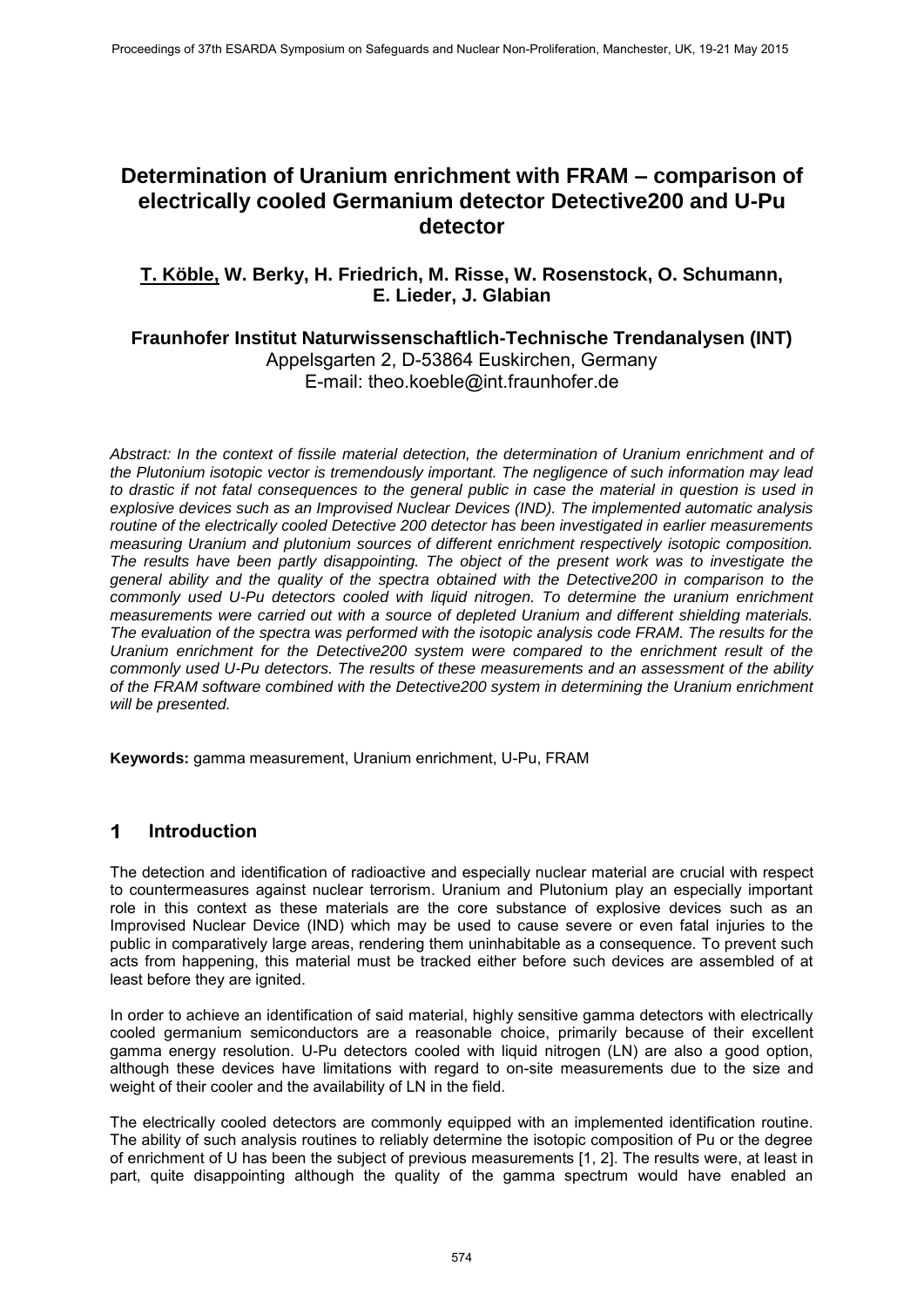# Determination of Uranium enrichment with FRAM – comparison of electrically cooled Germanium detector Detective200 and U-Pu detector

**T. Köble, W. Berky, H. Friedrich, M. Risse, W. Rosenstock, O. Schumann, E. Lieder, J. Glabian**

**Fraunhofer Institut Naturwissenschaftlich-Technische Trendanalysen (INT)**
Appelsgarten 2, D-53864 Euskirchen, Germany
E-mail: theo.koeble@int.fraunhofer.de

*Abstract: In the context of fissile material detection, the determination of Uranium enrichment and of the Plutonium isotopic vector is tremendously important. The negligence of such information may lead to drastic if not fatal consequences to the general public in case the material in question is used in explosive devices such as an Improvised Nuclear Devices (IND). The implemented automatic analysis routine of the electrically cooled Detective 200 detector has been investigated in earlier measurements measuring Uranium and plutonium sources of different enrichment respectively isotopic composition. The results have been partly disappointing. The object of the present work was to investigate the general ability and the quality of the spectra obtained with the Detective200 in comparison to the commonly used U-Pu detectors cooled with liquid nitrogen. To determine the uranium enrichment measurements were carried out with a source of depleted Uranium and different shielding materials. The evaluation of the spectra was performed with the isotopic analysis code FRAM. The results for the Uranium enrichment for the Detective200 system were compared to the enrichment result of the commonly used U-Pu detectors. The results of these measurements and an assessment of the ability of the FRAM software combined with the Detective200 system in determining the Uranium enrichment will be presented.*

**Keywords:** gamma measurement, Uranium enrichment, U-Pu, FRAM

## 1 Introduction

The detection and identification of radioactive and especially nuclear material are crucial with respect to countermeasures against nuclear terrorism. Uranium and Plutonium play an especially important role in this context as these materials are the core substance of explosive devices such as an Improvised Nuclear Device (IND) which may be used to cause severe or even fatal injuries to the public in comparatively large areas, rendering them uninhabitable as a consequence. To prevent such acts from happening, this material must be tracked either before such devices are assembled of at least before they are ignited.

In order to achieve an identification of said material, highly sensitive gamma detectors with electrically cooled germanium semiconductors are a reasonable choice, primarily because of their excellent gamma energy resolution. U-Pu detectors cooled with liquid nitrogen (LN) are also a good option, although these devices have limitations with regard to on-site measurements due to the size and weight of their cooler and the availability of LN in the field.

The electrically cooled detectors are commonly equipped with an implemented identification routine. The ability of such analysis routines to reliably determine the isotopic composition of Pu or the degree of enrichment of U has been the subject of previous measurements [1, 2]. The results were, at least in part, quite disappointing although the quality of the gamma spectrum would have enabled an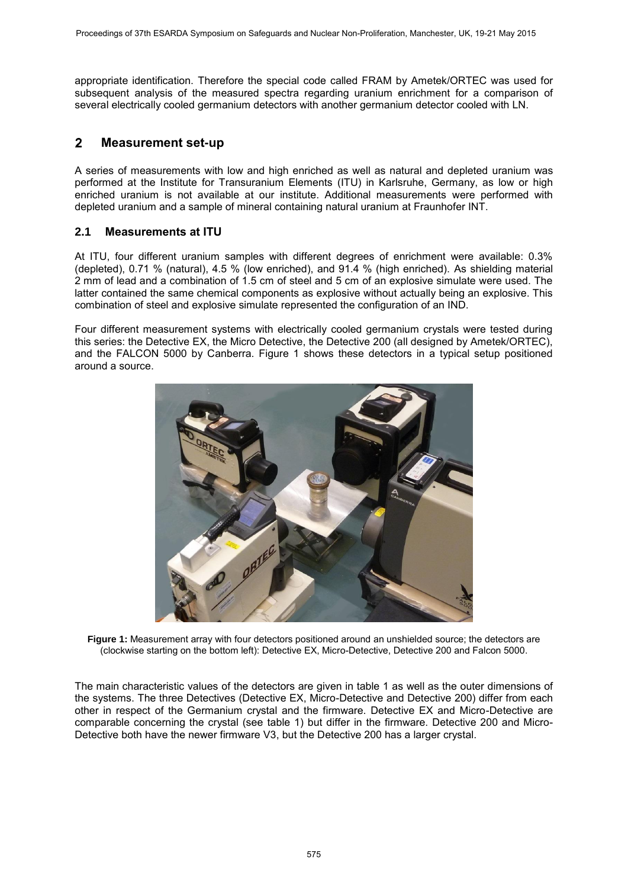appropriate identification. Therefore the special code called FRAM by Ametek/ORTEC was used for subsequent analysis of the measured spectra regarding uranium enrichment for a comparison of several electrically cooled germanium detectors with another germanium detector cooled with LN.

## 2 Measurement set-up

A series of measurements with low and high enriched as well as natural and depleted uranium was performed at the Institute for Transuranium Elements (ITU) in Karlsruhe, Germany, as low or high enriched uranium is not available at our institute. Additional measurements were performed with depleted uranium and a sample of mineral containing natural uranium at Fraunhofer INT.

### 2.1 Measurements at ITU

At ITU, four different uranium samples with different degrees of enrichment were available: 0.3% (depleted), 0.71 % (natural), 4.5 % (low enriched), and 91.4 % (high enriched). As shielding material 2 mm of lead and a combination of 1.5 cm of steel and 5 cm of an explosive simulate were used. The latter contained the same chemical components as explosive without actually being an explosive. This combination of steel and explosive simulate represented the configuration of an IND.

Four different measurement systems with electrically cooled germanium crystals were tested during this series: the Detective EX, the Micro Detective, the Detective 200 (all designed by Ametek/ORTEC), and the FALCON 5000 by Canberra. Figure 1 shows these detectors in a typical setup positioned around a source.

**Figure 1:** Measurement array with four detectors positioned around an unshielded source; the detectors are (clockwise starting on the bottom left): Detective EX, Micro-Detective, Detective 200 and Falcon 5000.

The main characteristic values of the detectors are given in table 1 as well as the outer dimensions of the systems. The three Detectives (Detective EX, Micro-Detective and Detective 200) differ from each other in respect of the Germanium crystal and the firmware. Detective EX and Micro-Detective are comparable concerning the crystal (see table 1) but differ in the firmware. Detective 200 and Micro-Detective both have the newer firmware V3, but the Detective 200 has a larger crystal.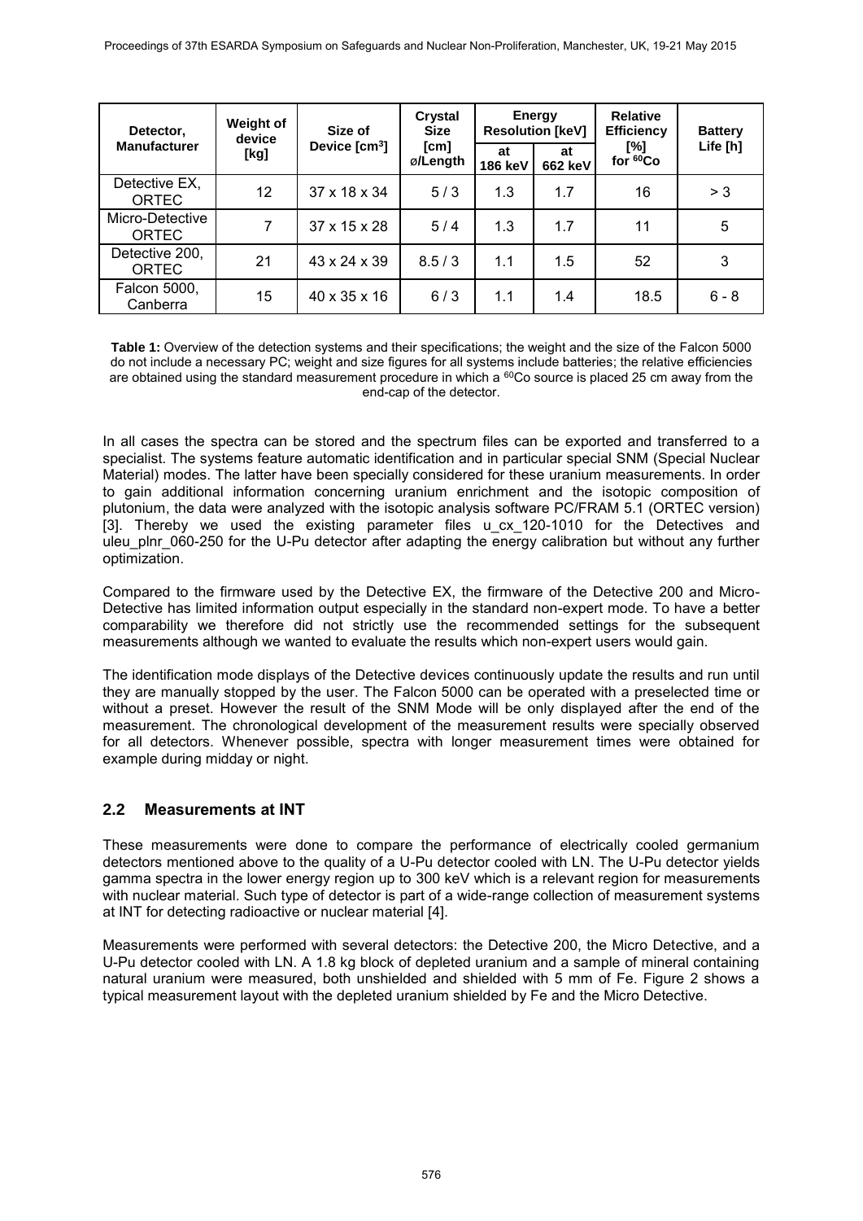| Detector, Manufacturer | Weight of device [kg] | Size of Device [cm$^3$] | Crystal Size [cm] ø/Length | Energy Resolution [keV] | | Relative Efficiency [%] for $^{60}$Co | Battery Life [h] |
|---|---|---|---|---|---|---|---|
| | | | | at 186 keV | at 662 keV | | |
| Detective EX, ORTEC | 12 | 37 x 18 x 34 | 5 / 3 | 1.3 | 1.7 | 16 | > 3 |
| Micro-Detective ORTEC | 7 | 37 x 15 x 28 | 5 / 4 | 1.3 | 1.7 | 11 | 5 |
| Detective 200, ORTEC | 21 | 43 x 24 x 39 | 8.5 / 3 | 1.1 | 1.5 | 52 | 3 |
| Falcon 5000, Canberra | 15 | 40 x 35 x 16 | 6 / 3 | 1.1 | 1.4 | 18.5 | 6 - 8 |

**Table 1:** Overview of the detection systems and their specifications; the weight and the size of the Falcon 5000 do not include a necessary PC; weight and size figures for all systems include batteries; the relative efficiencies are obtained using the standard measurement procedure in which a $^{60}$Co source is placed 25 cm away from the end-cap of the detector.

In all cases the spectra can be stored and the spectrum files can be exported and transferred to a specialist. The systems feature automatic identification and in particular special SNM (Special Nuclear Material) modes. The latter have been specially considered for these uranium measurements. In order to gain additional information concerning uranium enrichment and the isotopic composition of plutonium, the data were analyzed with the isotopic analysis software PC/FRAM 5.1 (ORTEC version) [3]. Thereby we used the existing parameter files u_cx_120-1010 for the Detectives and uleu_plnr_060-250 for the U-Pu detector after adapting the energy calibration but without any further optimization.

Compared to the firmware used by the Detective EX, the firmware of the Detective 200 and Micro-Detective has limited information output especially in the standard non-expert mode. To have a better comparability we therefore did not strictly use the recommended settings for the subsequent measurements although we wanted to evaluate the results which non-expert users would gain.

The identification mode displays of the Detective devices continuously update the results and run until they are manually stopped by the user. The Falcon 5000 can be operated with a preselected time or without a preset. However the result of the SNM Mode will be only displayed after the end of the measurement. The chronological development of the measurement results were specially observed for all detectors. Whenever possible, spectra with longer measurement times were obtained for example during midday or night.

## 2.2 Measurements at INT

These measurements were done to compare the performance of electrically cooled germanium detectors mentioned above to the quality of a U-Pu detector cooled with LN. The U-Pu detector yields gamma spectra in the lower energy region up to 300 keV which is a relevant region for measurements with nuclear material. Such type of detector is part of a wide-range collection of measurement systems at INT for detecting radioactive or nuclear material [4].

Measurements were performed with several detectors: the Detective 200, the Micro Detective, and a U-Pu detector cooled with LN. A 1.8 kg block of depleted uranium and a sample of mineral containing natural uranium were measured, both unshielded and shielded with 5 mm of Fe. Figure 2 shows a typical measurement layout with the depleted uranium shielded by Fe and the Micro Detective.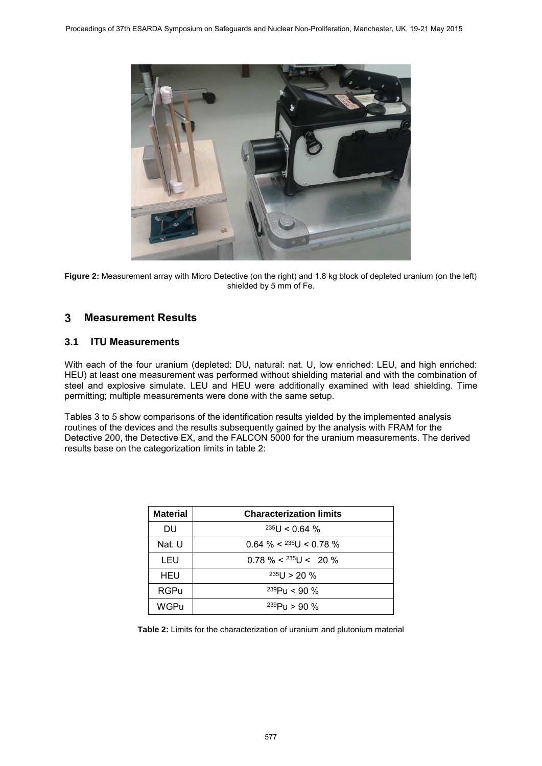**Figure 2:** Measurement array with Micro Detective (on the right) and 1.8 kg block of depleted uranium (on the left) shielded by 5 mm of Fe.

## 3 Measurement Results

### 3.1 ITU Measurements

With each of the four uranium (depleted: DU, natural: nat. U, low enriched: LEU, and high enriched: HEU) at least one measurement was performed without shielding material and with the combination of steel and explosive simulate. LEU and HEU were additionally examined with lead shielding. Time permitting; multiple measurements were done with the same setup.

Tables 3 to 5 show comparisons of the identification results yielded by the implemented analysis routines of the devices and the results subsequently gained by the analysis with FRAM for the Detective 200, the Detective EX, and the FALCON 5000 for the uranium measurements. The derived results base on the categorization limits in table 2:

| Material | Characterization limits |
|---|---|
| DU | $^{235}U < 0.64$ % |
| Nat. U | $0.64$ % $< {}^{235}U < 0.78$ % |
| LEU | $0.78$ % $< {}^{235}U < 20$ % |
| HEU | $^{235}U > 20$ % |
| RGPu | $^{239}Pu < 90$ % |
| WGPu | $^{239}Pu > 90$ % |

**Table 2:** Limits for the characterization of uranium and plutonium material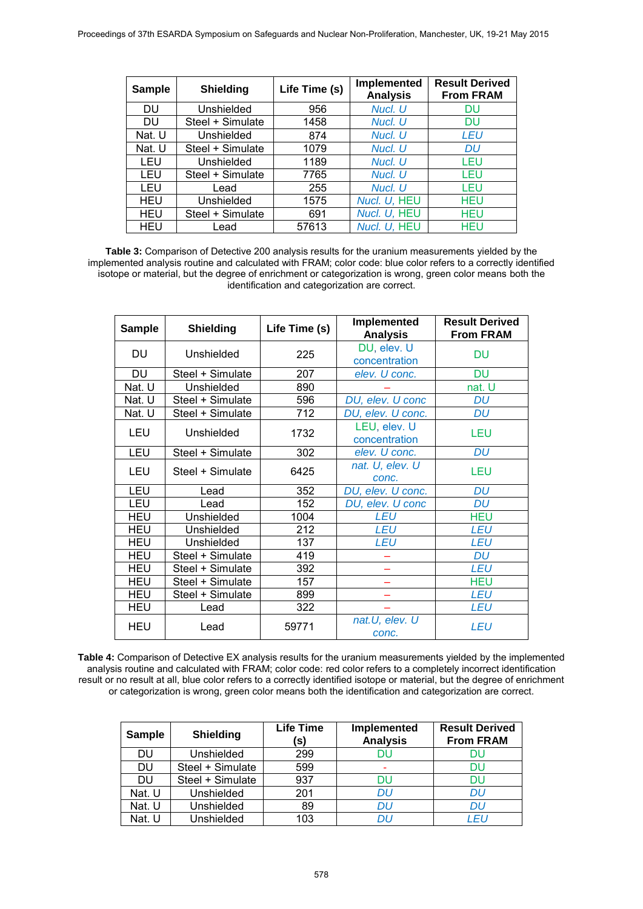| Sample | Shielding | Life Time (s) | Implemented Analysis | Result Derived From FRAM |
|---|---|---|---|---|
| DU | Unshielded | 956 | *Nucl. U* | DU |
| DU | Steel + Simulate | 1458 | *Nucl. U* | DU |
| Nat. U | Unshielded | 874 | *Nucl. U* | *LEU* |
| Nat. U | Steel + Simulate | 1079 | *Nucl. U* | *DU* |
| LEU | Unshielded | 1189 | *Nucl. U* | LEU |
| LEU | Steel + Simulate | 7765 | *Nucl. U* | LEU |
| LEU | Lead | 255 | *Nucl. U* | LEU |
| HEU | Unshielded | 1575 | *Nucl. U*, HEU | HEU |
| HEU | Steel + Simulate | 691 | *Nucl. U*, HEU | HEU |
| HEU | Lead | 57613 | *Nucl. U*, HEU | HEU |

**Table 3:** Comparison of Detective 200 analysis results for the uranium measurements yielded by the implemented analysis routine and calculated with FRAM; color code: blue color refers to a correctly identified isotope or material, but the degree of enrichment or categorization is wrong, green color means both the identification and categorization are correct.

| Sample | Shielding | Life Time (s) | Implemented Analysis | Result Derived From FRAM |
|---|---|---|---|---|
| DU | Unshielded | 225 | DU, elev. U concentration | DU |
| DU | Steel + Simulate | 207 | *elev. U conc.* | DU |
| Nat. U | Unshielded | 890 | – | nat. U |
| Nat. U | Steel + Simulate | 596 | *DU, elev. U conc* | *DU* |
| Nat. U | Steel + Simulate | 712 | *DU, elev. U conc.* | *DU* |
| LEU | Unshielded | 1732 | LEU, elev. U concentration | LEU |
| LEU | Steel + Simulate | 302 | *elev. U conc.* | *DU* |
| LEU | Steel + Simulate | 6425 | *nat. U, elev. U conc.* | LEU |
| LEU | Lead | 352 | *DU, elev. U conc.* | *DU* |
| LEU | Lead | 152 | *DU, elev. U conc* | *DU* |
| HEU | Unshielded | 1004 | *LEU* | HEU |
| HEU | Unshielded | 212 | *LEU* | *LEU* |
| HEU | Unshielded | 137 | *LEU* | *LEU* |
| HEU | Steel + Simulate | 419 | – | *DU* |
| HEU | Steel + Simulate | 392 | – | *LEU* |
| HEU | Steel + Simulate | 157 | – | HEU |
| HEU | Steel + Simulate | 899 | – | *LEU* |
| HEU | Lead | 322 | – | *LEU* |
| HEU | Lead | 59771 | *nat.U, elev. U conc.* | *LEU* |

**Table 4:** Comparison of Detective EX analysis results for the uranium measurements yielded by the implemented analysis routine and calculated with FRAM; color code: red color refers to a completely incorrect identification result or no result at all, blue color refers to a correctly identified isotope or material, but the degree of enrichment or categorization is wrong, green color means both the identification and categorization are correct.

| Sample | Shielding | Life Time (s) | Implemented Analysis | Result Derived From FRAM |
|---|---|---|---|---|
| DU | Unshielded | 299 | DU | DU |
| DU | Steel + Simulate | 599 | - | DU |
| DU | Steel + Simulate | 937 | DU | DU |
| Nat. U | Unshielded | 201 | *DU* | *DU* |
| Nat. U | Unshielded | 89 | *DU* | *DU* |
| Nat. U | Unshielded | 103 | *DU* | *LEU* |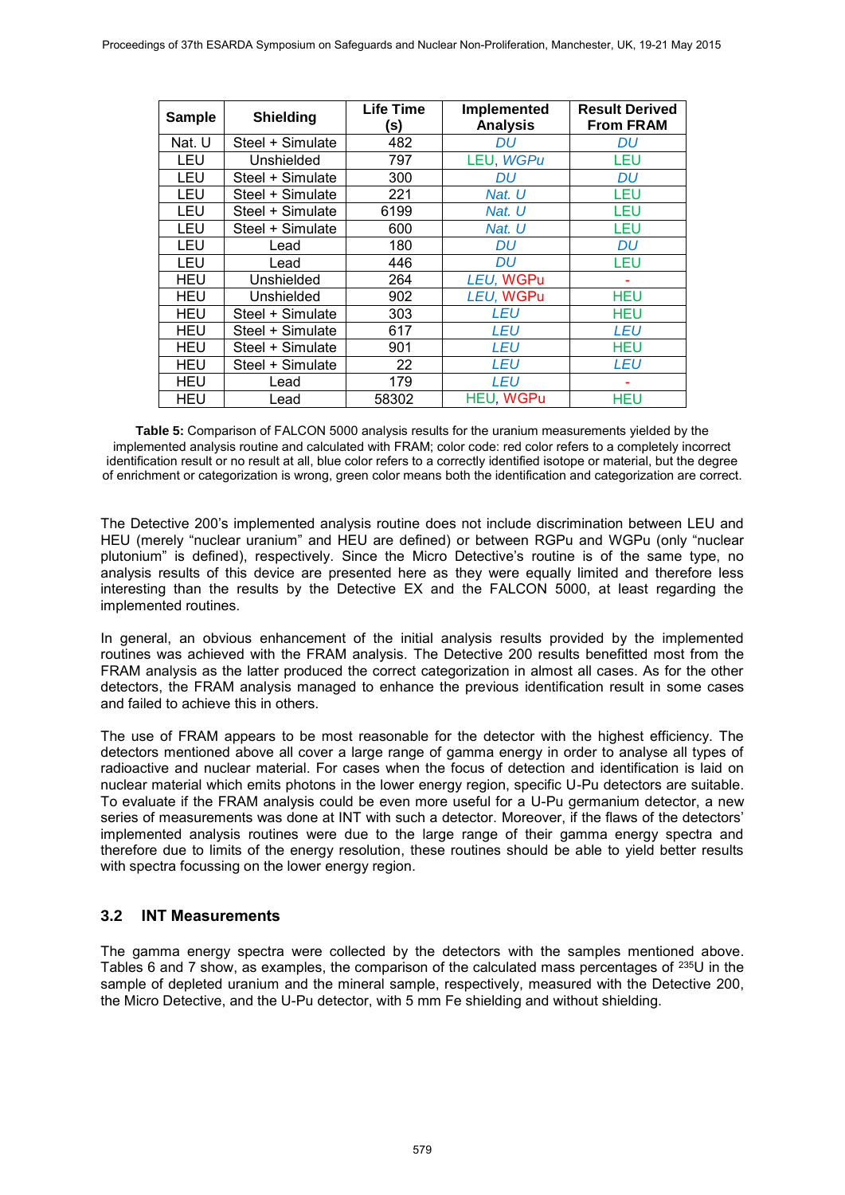| Sample | Shielding | Life Time (s) | Implemented Analysis | Result Derived From FRAM |
|---|---|---|---|---|
| Nat. U | Steel + Simulate | 482 | *DU* | *DU* |
| LEU | Unshielded | 797 | LEU, *WGPu* | LEU |
| LEU | Steel + Simulate | 300 | *DU* | *DU* |
| LEU | Steel + Simulate | 221 | *Nat. U* | LEU |
| LEU | Steel + Simulate | 6199 | *Nat. U* | LEU |
| LEU | Steel + Simulate | 600 | *Nat. U* | LEU |
| LEU | Lead | 180 | *DU* | *DU* |
| LEU | Lead | 446 | *DU* | LEU |
| HEU | Unshielded | 264 | *LEU,* WGPu | - |
| HEU | Unshielded | 902 | *LEU,* WGPu | HEU |
| HEU | Steel + Simulate | 303 | *LEU* | HEU |
| HEU | Steel + Simulate | 617 | *LEU* | *LEU* |
| HEU | Steel + Simulate | 901 | *LEU* | HEU |
| HEU | Steel + Simulate | 22 | *LEU* | *LEU* |
| HEU | Lead | 179 | *LEU* | - |
| HEU | Lead | 58302 | HEU, WGPu | HEU |

**Table 5:** Comparison of FALCON 5000 analysis results for the uranium measurements yielded by the implemented analysis routine and calculated with FRAM; color code: red color refers to a completely incorrect identification result or no result at all, blue color refers to a correctly identified isotope or material, but the degree of enrichment or categorization is wrong, green color means both the identification and categorization are correct.

The Detective 200's implemented analysis routine does not include discrimination between LEU and HEU (merely "nuclear uranium" and HEU are defined) or between RGPu and WGPu (only "nuclear plutonium" is defined), respectively. Since the Micro Detective's routine is of the same type, no analysis results of this device are presented here as they were equally limited and therefore less interesting than the results by the Detective EX and the FALCON 5000, at least regarding the implemented routines.

In general, an obvious enhancement of the initial analysis results provided by the implemented routines was achieved with the FRAM analysis. The Detective 200 results benefitted most from the FRAM analysis as the latter produced the correct categorization in almost all cases. As for the other detectors, the FRAM analysis managed to enhance the previous identification result in some cases and failed to achieve this in others.

The use of FRAM appears to be most reasonable for the detector with the highest efficiency. The detectors mentioned above all cover a large range of gamma energy in order to analyse all types of radioactive and nuclear material. For cases when the focus of detection and identification is laid on nuclear material which emits photons in the lower energy region, specific U-Pu detectors are suitable. To evaluate if the FRAM analysis could be even more useful for a U-Pu germanium detector, a new series of measurements was done at INT with such a detector. Moreover, if the flaws of the detectors' implemented analysis routines were due to the large range of their gamma energy spectra and therefore due to limits of the energy resolution, these routines should be able to yield better results with spectra focussing on the lower energy region.

## 3.2 INT Measurements

The gamma energy spectra were collected by the detectors with the samples mentioned above. Tables 6 and 7 show, as examples, the comparison of the calculated mass percentages of $^{235}$U in the sample of depleted uranium and the mineral sample, respectively, measured with the Detective 200, the Micro Detective, and the U-Pu detector, with 5 mm Fe shielding and without shielding.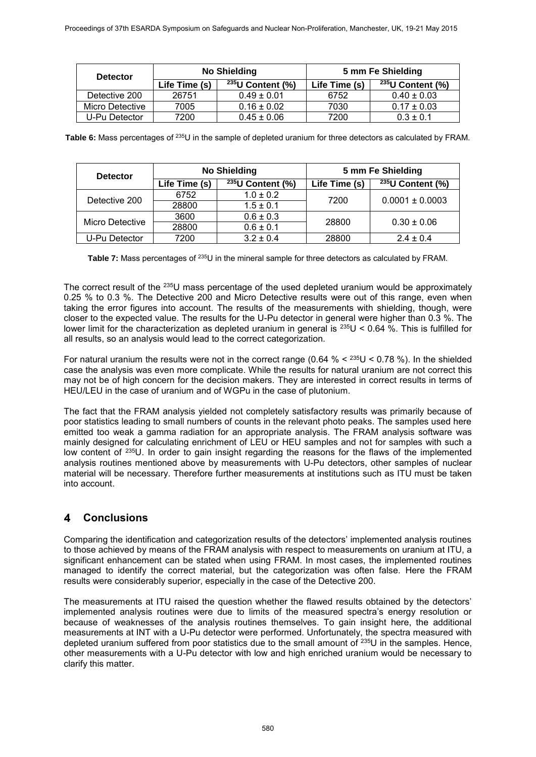| Detector | No Shielding | | 5 mm Fe Shielding | |
|---|---|---|---|---|
| | Life Time (s) | $^{235}U$ Content (%) | Life Time (s) | $^{235}U$ Content (%) |
| Detective 200 | 26751 | 0.49 ± 0.01 | 6752 | 0.40 ± 0.03 |
| Micro Detective | 7005 | 0.16 ± 0.02 | 7030 | 0.17 ± 0.03 |
| U-Pu Detector | 7200 | 0.45 ± 0.06 | 7200 | 0.3 ± 0.1 |

**Table 6:** Mass percentages of $^{235}U$ in the sample of depleted uranium for three detectors as calculated by FRAM.

| Detector | No Shielding | | 5 mm Fe Shielding | |
|---|---|---|---|---|
| | Life Time (s) | $^{235}U$ Content (%) | Life Time (s) | $^{235}U$ Content (%) |
| Detective 200 | 6752 | 1.0 ± 0.2 | 7200 | 0.0001 ± 0.0003 |
| | 28800 | 1.5 ± 0.1 | | |
| Micro Detective | 3600 | 0.6 ± 0.3 | 28800 | 0.30 ± 0.06 |
| | 28800 | 0.6 ± 0.1 | | |
| U-Pu Detector | 7200 | 3.2 ± 0.4 | 28800 | 2.4 ± 0.4 |

**Table 7:** Mass percentages of $^{235}U$ in the mineral sample for three detectors as calculated by FRAM.

The correct result of the $^{235}U$ mass percentage of the used depleted uranium would be approximately 0.25 % to 0.3 %. The Detective 200 and Micro Detective results were out of this range, even when taking the error figures into account. The results of the measurements with shielding, though, were closer to the expected value. The results for the U-Pu detector in general were higher than 0.3 %. The lower limit for the characterization as depleted uranium in general is $^{235}U < 0.64$ %. This is fulfilled for all results, so an analysis would lead to the correct categorization.

For natural uranium the results were not in the correct range (0.64 % < $^{235}U$ < 0.78 %). In the shielded case the analysis was even more complicate. While the results for natural uranium are not correct this may not be of high concern for the decision makers. They are interested in correct results in terms of HEU/LEU in the case of uranium and of WGPu in the case of plutonium.

The fact that the FRAM analysis yielded not completely satisfactory results was primarily because of poor statistics leading to small numbers of counts in the relevant photo peaks. The samples used here emitted too weak a gamma radiation for an appropriate analysis. The FRAM analysis software was mainly designed for calculating enrichment of LEU or HEU samples and not for samples with such a low content of $^{235}U$. In order to gain insight regarding the reasons for the flaws of the implemented analysis routines mentioned above by measurements with U-Pu detectors, other samples of nuclear material will be necessary. Therefore further measurements at institutions such as ITU must be taken into account.

# 4 Conclusions

Comparing the identification and categorization results of the detectors' implemented analysis routines to those achieved by means of the FRAM analysis with respect to measurements on uranium at ITU, a significant enhancement can be stated when using FRAM. In most cases, the implemented routines managed to identify the correct material, but the categorization was often false. Here the FRAM results were considerably superior, especially in the case of the Detective 200.

The measurements at ITU raised the question whether the flawed results obtained by the detectors' implemented analysis routines were due to limits of the measured spectra's energy resolution or because of weaknesses of the analysis routines themselves. To gain insight here, the additional measurements at INT with a U-Pu detector were performed. Unfortunately, the spectra measured with depleted uranium suffered from poor statistics due to the small amount of $^{235}U$ in the samples. Hence, other measurements with a U-Pu detector with low and high enriched uranium would be necessary to clarify this matter.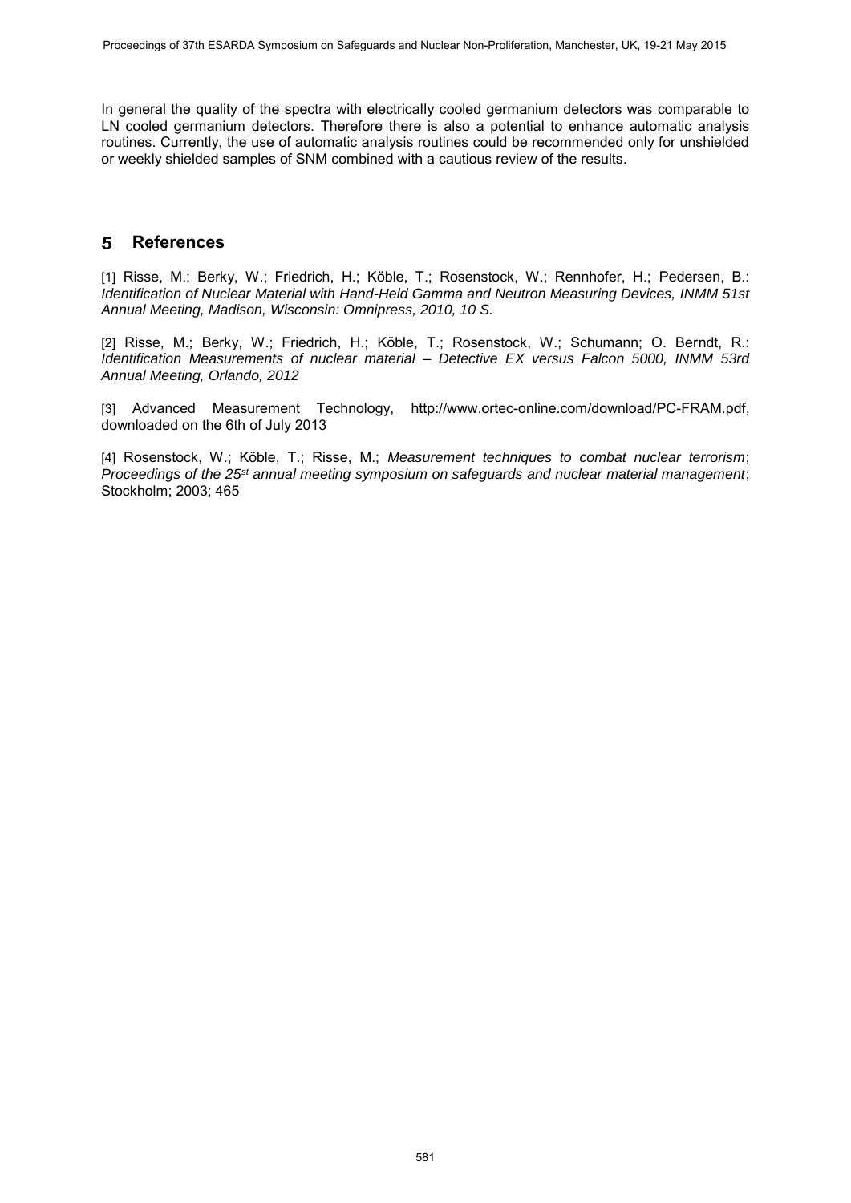In general the quality of the spectra with electrically cooled germanium detectors was comparable to LN cooled germanium detectors. Therefore there is also a potential to enhance automatic analysis routines. Currently, the use of automatic analysis routines could be recommended only for unshielded or weekly shielded samples of SNM combined with a cautious review of the results.

## 5 References

[1] Risse, M.; Berky, W.; Friedrich, H.; Köble, T.; Rosenstock, W.; Rennhofer, H.; Pedersen, B.: *Identification of Nuclear Material with Hand-Held Gamma and Neutron Measuring Devices, INMM 51st Annual Meeting, Madison, Wisconsin: Omnipress, 2010, 10 S.*

[2] Risse, M.; Berky, W.; Friedrich, H.; Köble, T.; Rosenstock, W.; Schumann; O. Berndt, R.: *Identification Measurements of nuclear material – Detective EX versus Falcon 5000, INMM 53rd Annual Meeting, Orlando, 2012*

[3] Advanced Measurement Technology, http://www.ortec-online.com/download/PC-FRAM.pdf, downloaded on the 6th of July 2013

[4] Rosenstock, W.; Köble, T.; Risse, M.; *Measurement techniques to combat nuclear terrorism*; *Proceedings of the 25st annual meeting symposium on safeguards and nuclear material management*; Stockholm; 2003; 465